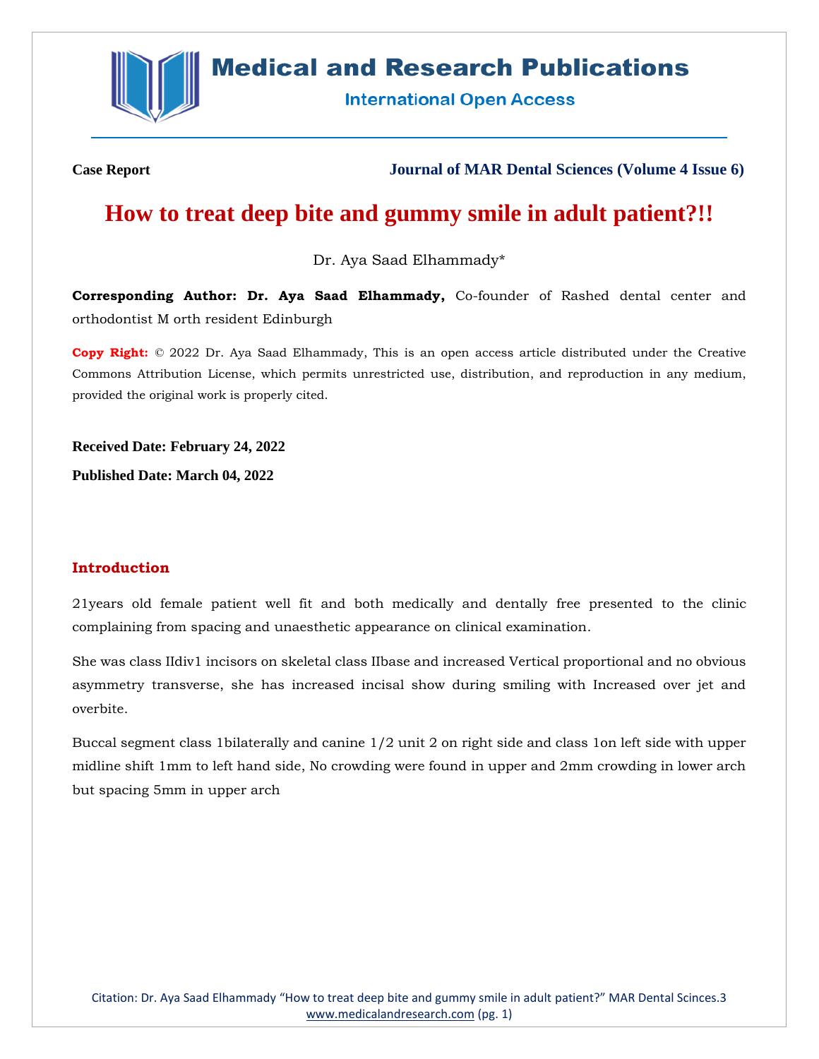Case Report

Journal of MAR Dental Sciences (Volume 4 Issue 6)

# How to treat deep bite and gummy smile in adult patient?!!

Dr. Aya Saad Elhammady*

**Corresponding Author: Dr. Aya Saad Elhammady,** Co-founder of Rashed dental center and orthodontist M orth resident Edinburgh

**Copy Right:** © 2022 Dr. Aya Saad Elhammady, This is an open access article distributed under the Creative Commons Attribution License, which permits unrestricted use, distribution, and reproduction in any medium, provided the original work is properly cited.

**Received Date: February 24, 2022**

**Published Date: March 04, 2022**

## Introduction

21years old female patient well fit and both medically and dentally free presented to the clinic complaining from spacing and unaesthetic appearance on clinical examination.

She was class IIdiv1 incisors on skeletal class IIbase and increased Vertical proportional and no obvious asymmetry transverse, she has increased incisal show during smiling with Increased over jet and overbite.

Buccal segment class 1bilaterally and canine 1/2 unit 2 on right side and class 1on left side with upper midline shift 1mm to left hand side, No crowding were found in upper and 2mm crowding in lower arch but spacing 5mm in upper arch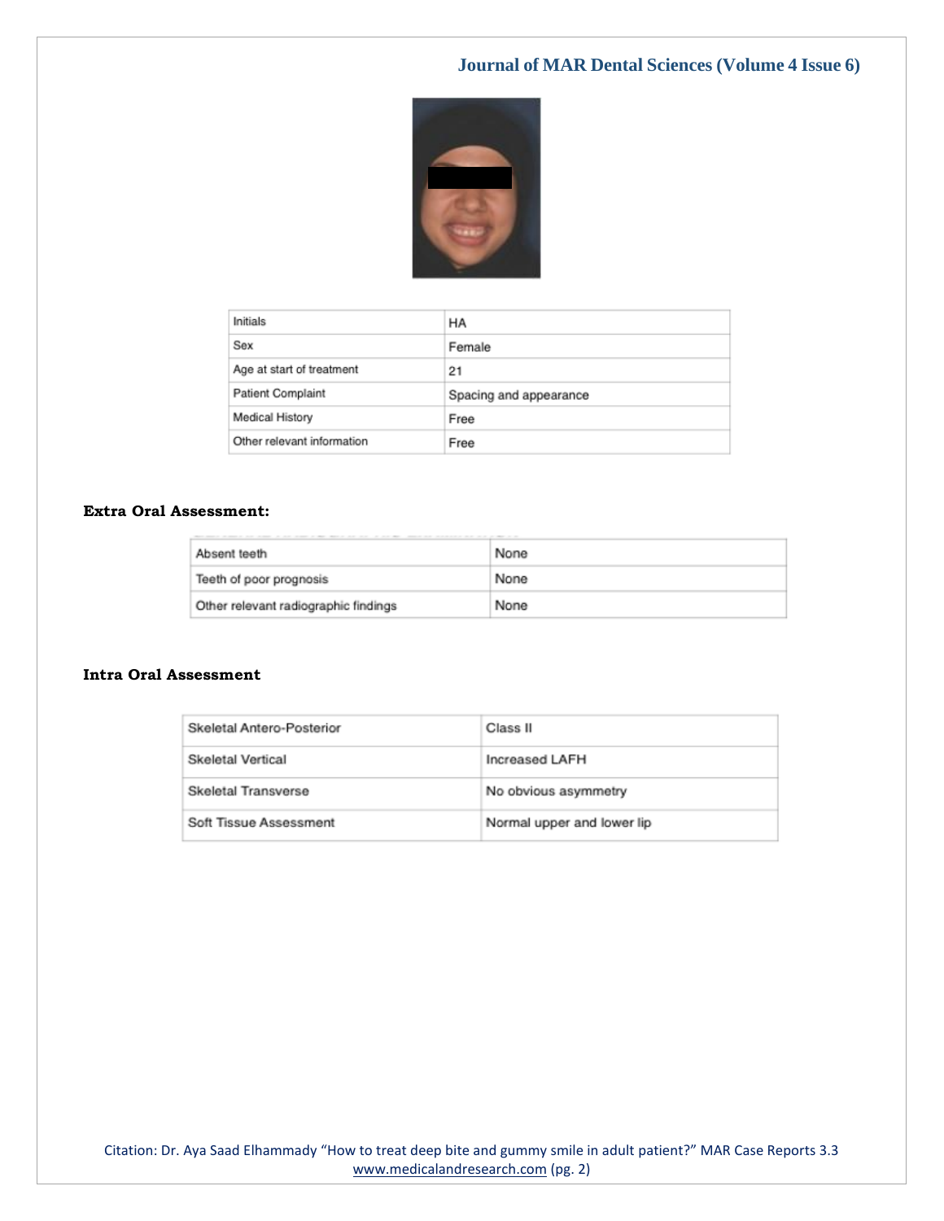| Initials | HA |
|---|---|
| Sex | Female |
| Age at start of treatment | 21 |
| Patient Complaint | Spacing and appearance |
| Medical History | Free |
| Other relevant information | Free |

**Extra Oral Assessment:**

| Absent teeth | None |
|---|---|
| Teeth of poor prognosis | None |
| Other relevant radiographic findings | None |

**Intra Oral Assessment**

| Skeletal Antero-Posterior | Class II |
|---|---|
| Skeletal Vertical | Increased LAFH |
| Skeletal Transverse | No obvious asymmetry |
| Soft Tissue Assessment | Normal upper and lower lip |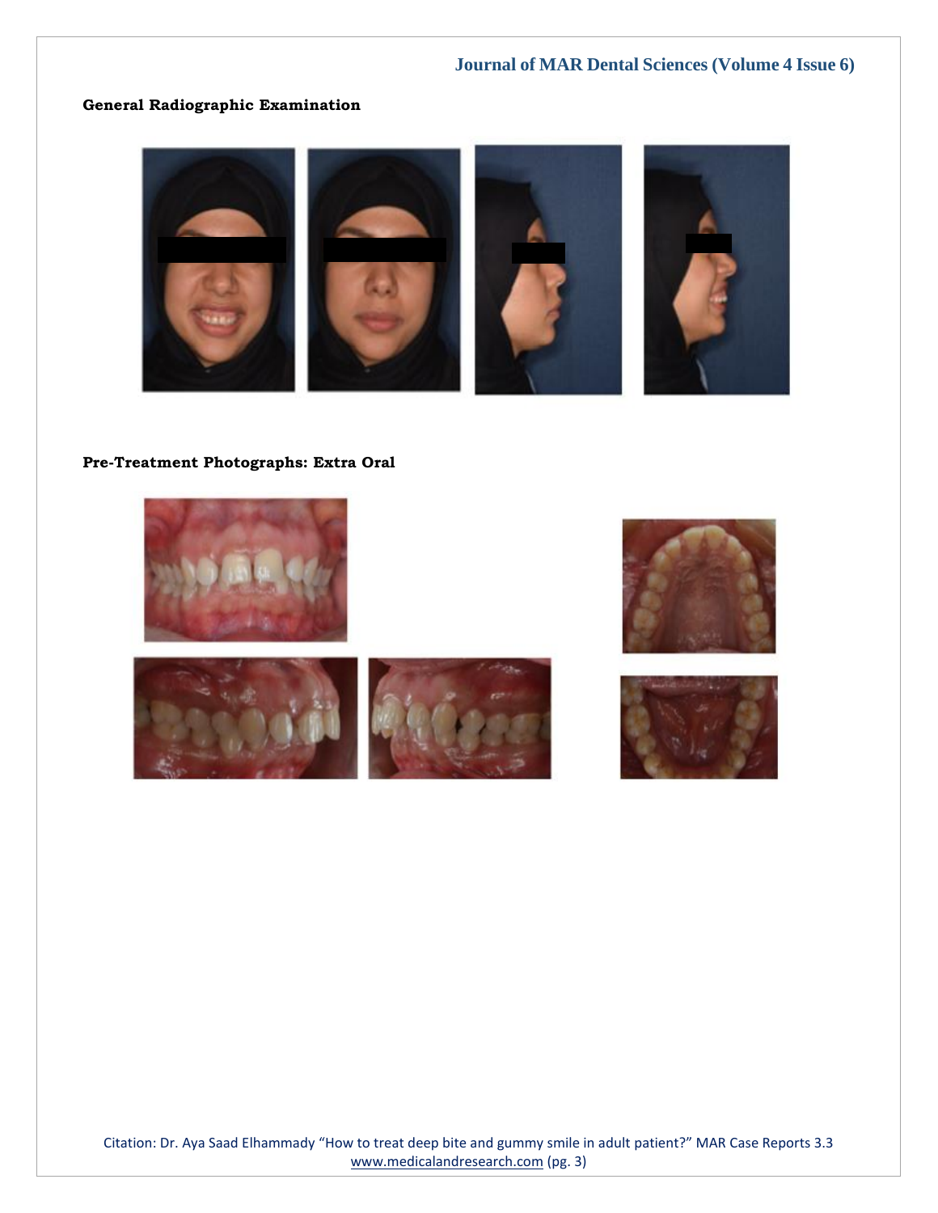**General Radiographic Examination**

**Pre-Treatment Photographs: Extra Oral**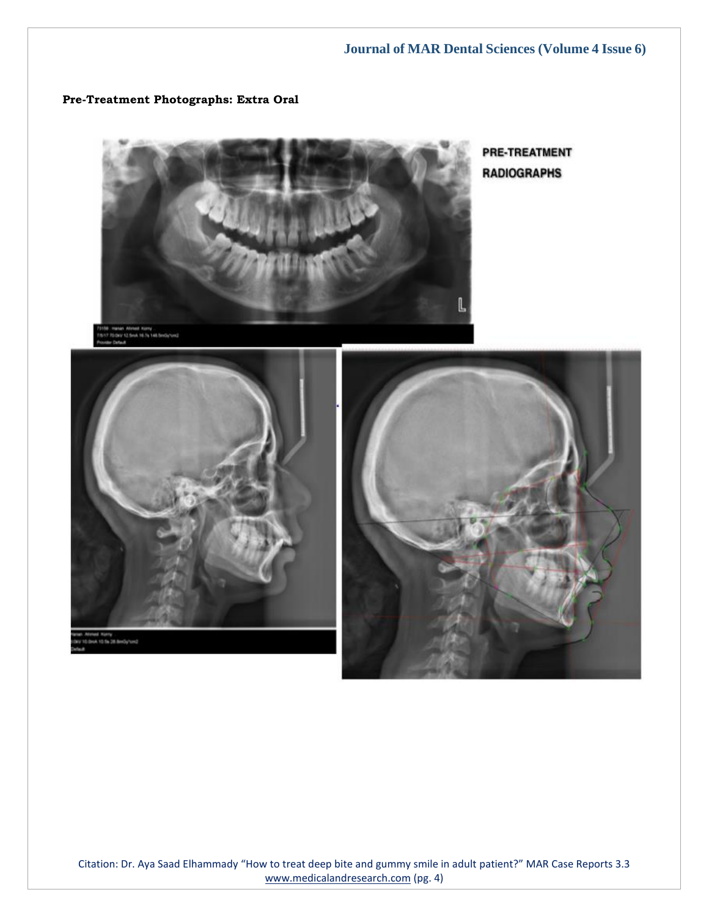**Pre-Treatment Photographs: Extra Oral**

PRE-TREATMENT RADIOGRAPHS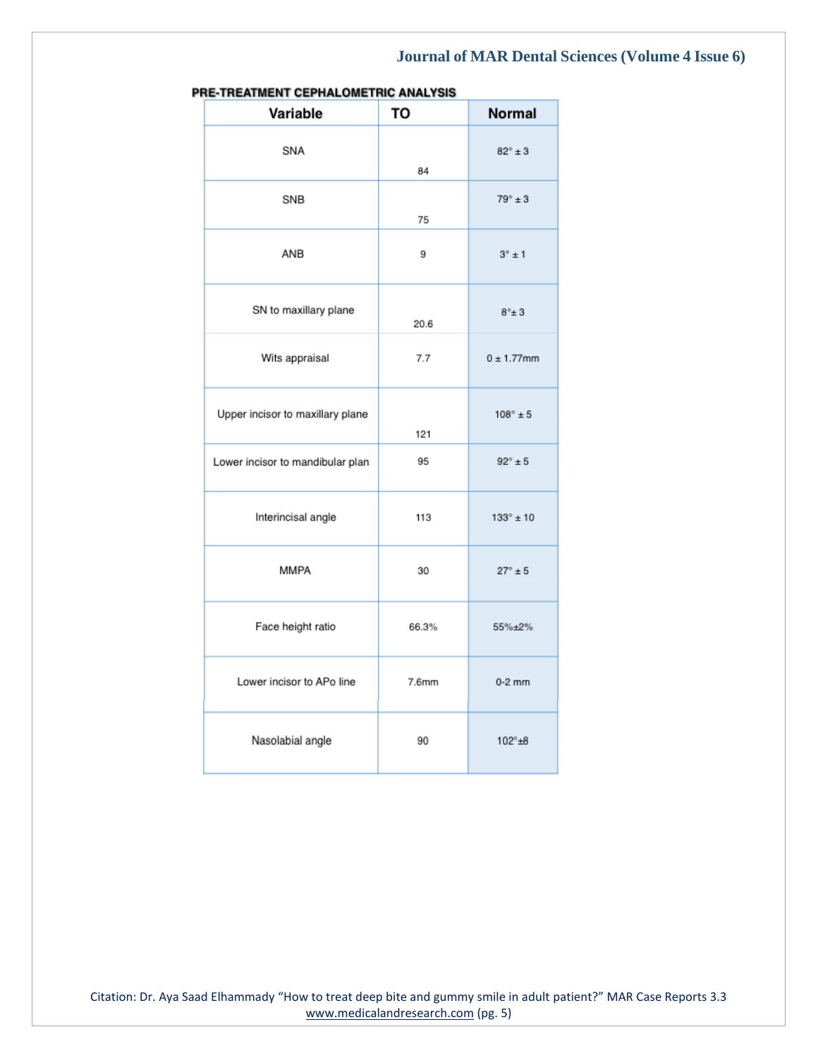**PRE-TREATMENT CEPHALOMETRIC ANALYSIS**

| Variable | TO | Normal |
|---|---|---|
| SNA | 84 | 82° ± 3 |
| SNB | 75 | 79° ± 3 |
| ANB | 9 | 3° ± 1 |
| SN to maxillary plane | 20.6 | 8°± 3 |
| Wits appraisal | 7.7 | 0 ± 1.77mm |
| Upper incisor to maxillary plane | 121 | 108° ± 5 |
| Lower incisor to mandibular plan | 95 | 92° ± 5 |
| Interincisal angle | 113 | 133° ± 10 |
| MMPA | 30 | 27° ± 5 |
| Face height ratio | 66.3% | 55%±2% |
| Lower incisor to APo line | 7.6mm | 0-2 mm |
| Nasolabial angle | 90 | 102°±8 |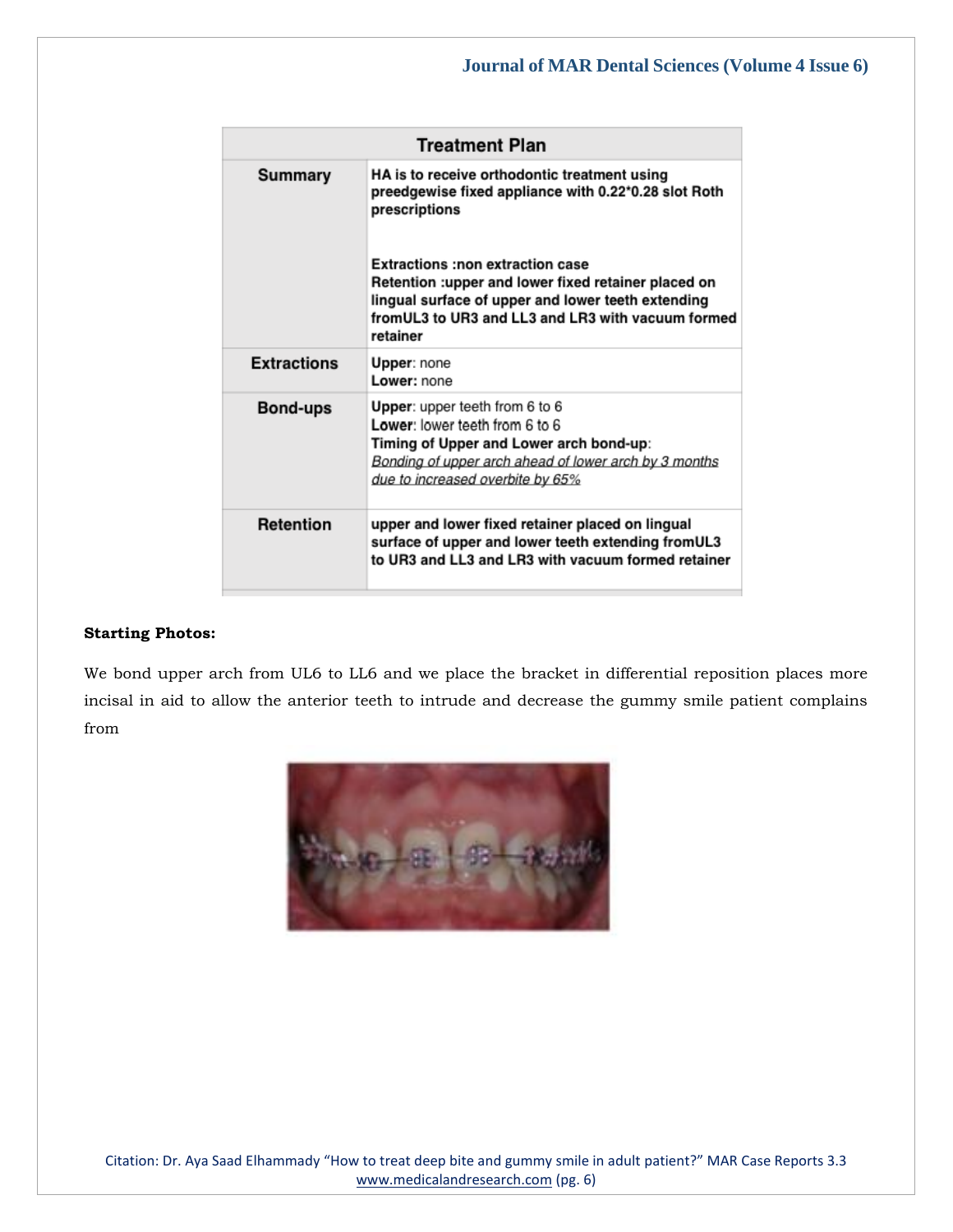| Treatment Plan | |
|---|---|
| **Summary** | **HA is to receive orthodontic treatment using preedgewise fixed appliance with 0.22*0.28 slot Roth prescriptions**<br><br>**Extractions :non extraction case**<br>**Retention :upper and lower fixed retainer placed on lingual surface of upper and lower teeth extending fromUL3 to UR3 and LL3 and LR3 with vacuum formed retainer** |
| **Extractions** | **Upper**: none<br>**Lower:** none |
| **Bond-ups** | **Upper**: upper teeth from 6 to 6<br>**Lower**: lower teeth from 6 to 6<br>**Timing of Upper and Lower arch bond-up**:<br>*Bonding of upper arch ahead of lower arch by 3 months due to increased overbite by 65%* |
| **Retention** | **upper and lower fixed retainer placed on lingual surface of upper and lower teeth extending fromUL3 to UR3 and LL3 and LR3 with vacuum formed retainer** |

**Starting Photos:**

We bond upper arch from UL6 to LL6 and we place the bracket in differential reposition places more incisal in aid to allow the anterior teeth to intrude and decrease the gummy smile patient complains from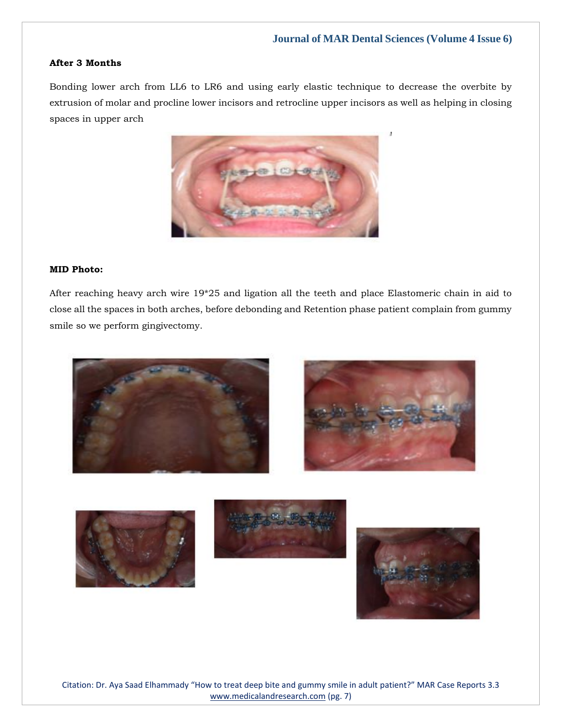**After 3 Months**

Bonding lower arch from LL6 to LR6 and using early elastic technique to decrease the overbite by extrusion of molar and procline lower incisors and retrocline upper incisors as well as helping in closing spaces in upper arch

**MID Photo:**

After reaching heavy arch wire 19*25 and ligation all the teeth and place Elastomeric chain in aid to close all the spaces in both arches, before debonding and Retention phase patient complain from gummy smile so we perform gingivectomy.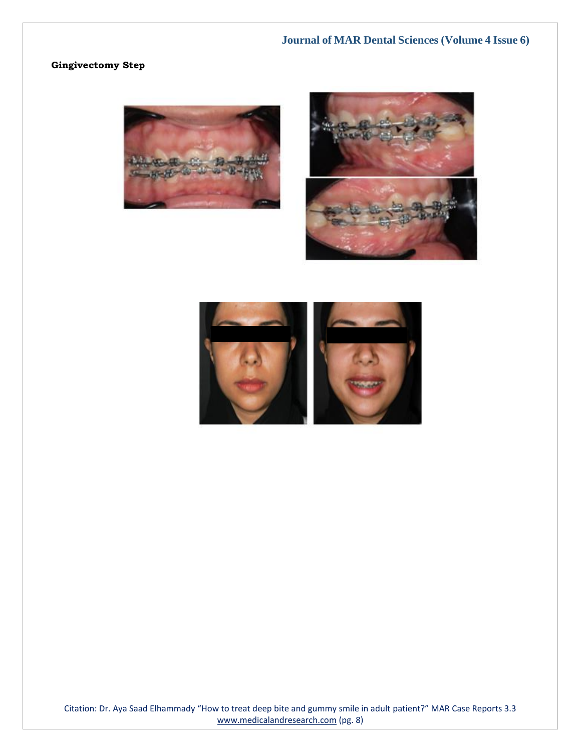**Gingivectomy Step**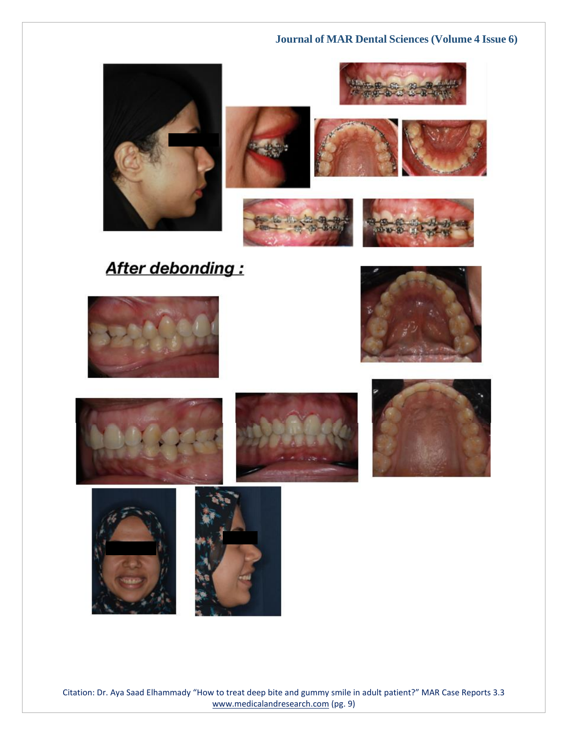**After debonding :**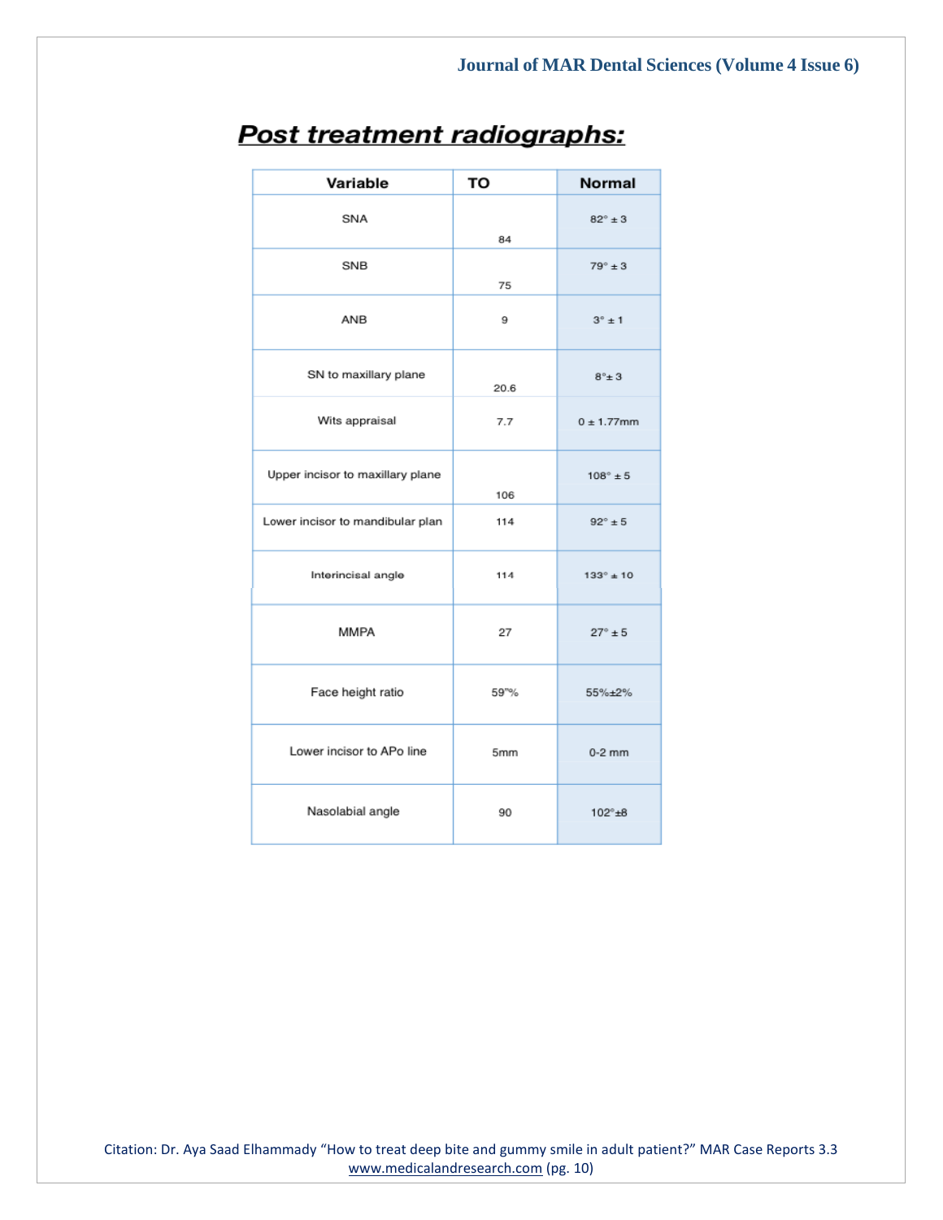## Post treatment radiographs:

| Variable | TO | Normal |
|---|---|---|
| SNA | 84 | 82° ± 3 |
| SNB | 75 | 79° ± 3 |
| ANB | 9 | 3° ± 1 |
| SN to maxillary plane | 20.6 | 8°± 3 |
| Wits appraisal | 7.7 | 0 ± 1.77mm |
| Upper incisor to maxillary plane | 106 | 108° ± 5 |
| Lower incisor to mandibular plan | 114 | 92° ± 5 |
| Interincisal angle | 114 | 133° ± 10 |
| MMPA | 27 | 27° ± 5 |
| Face height ratio | 59"% | 55%±2% |
| Lower incisor to APo line | 5mm | 0-2 mm |
| Nasolabial angle | 90 | 102°±8 |

Citation: Dr. Aya Saad Elhammady "How to treat deep bite and gummy smile in adult patient?" MAR Case Reports 3.3
www.medicalandresearch.com